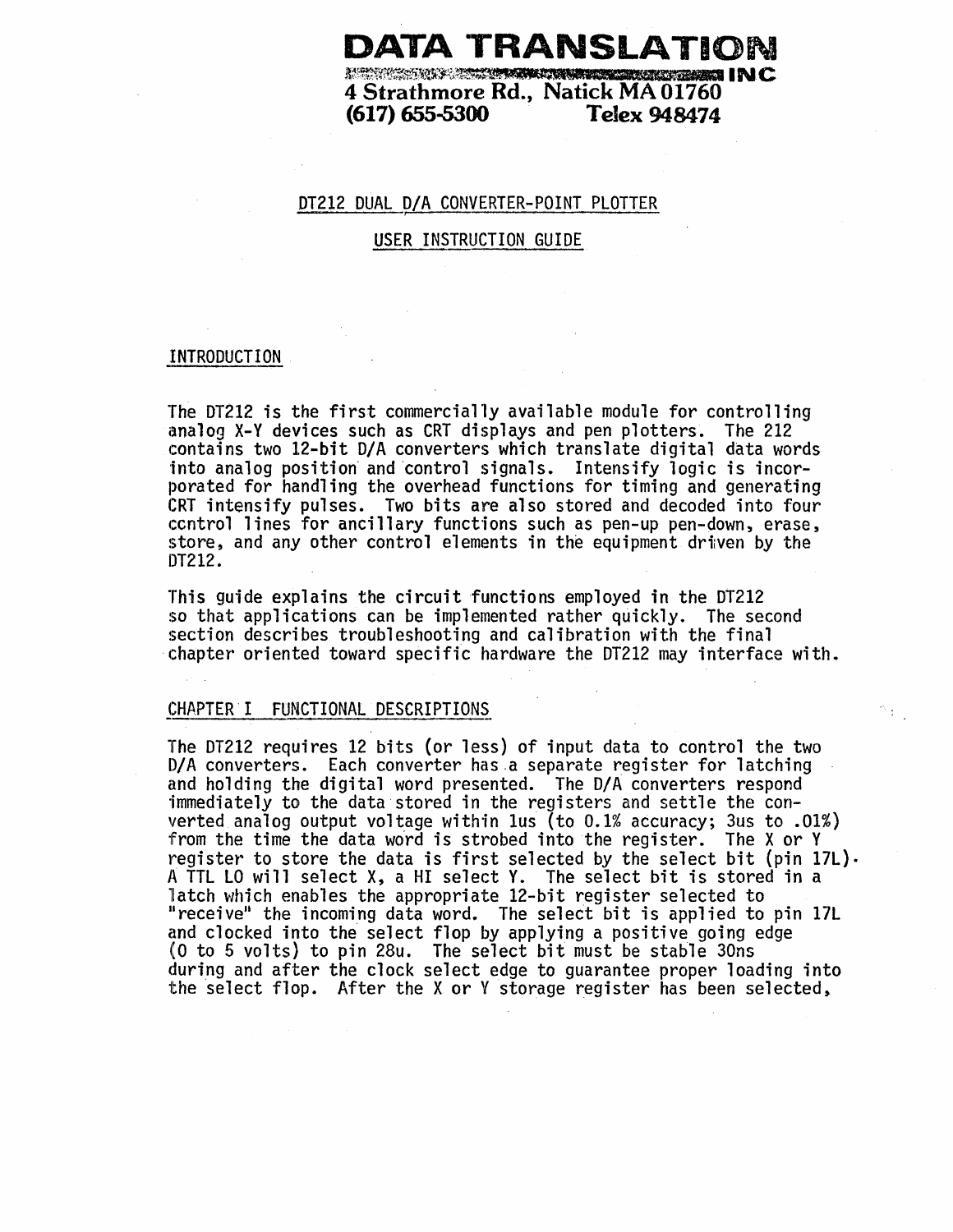# DATA TRANSLATION INC

4 Strathmore Rd., Natick MA 01760
(617) 655-5300 Telex 948474

## DT212 DUAL D/A CONVERTER-POINT PLOTTER

## USER INSTRUCTION GUIDE

### INTRODUCTION

The DT212 is the first commercially available module for controlling analog X-Y devices such as CRT displays and pen plotters. The 212 contains two 12-bit D/A converters which translate digital data words into analog position and control signals. Intensify logic is incorporated for handling the overhead functions for timing and generating CRT intensify pulses. Two bits are also stored and decoded into four control lines for ancillary functions such as pen-up pen-down, erase, store, and any other control elements in the equipment driven by the DT212.

This guide explains the circuit functions employed in the DT212 so that applications can be implemented rather quickly. The second section describes troubleshooting and calibration with the final chapter oriented toward specific hardware the DT212 may interface with.

### CHAPTER I FUNCTIONAL DESCRIPTIONS

The DT212 requires 12 bits (or less) of input data to control the two D/A converters. Each converter has a separate register for latching and holding the digital word presented. The D/A converters respond immediately to the data stored in the registers and settle the converted analog output voltage within 1us (to 0.1% accuracy; 3us to .01%) from the time the data word is strobed into the register. The X or Y register to store the data is first selected by the select bit (pin 17L). A TTL LO will select X, a HI select Y. The select bit is stored in a latch which enables the appropriate 12-bit register selected to "receive" the incoming data word. The select bit is applied to pin 17L and clocked into the select flop by applying a positive going edge (0 to 5 volts) to pin 28u. The select bit must be stable 30ns during and after the clock select edge to guarantee proper loading into the select flop. After the X or Y storage register has been selected,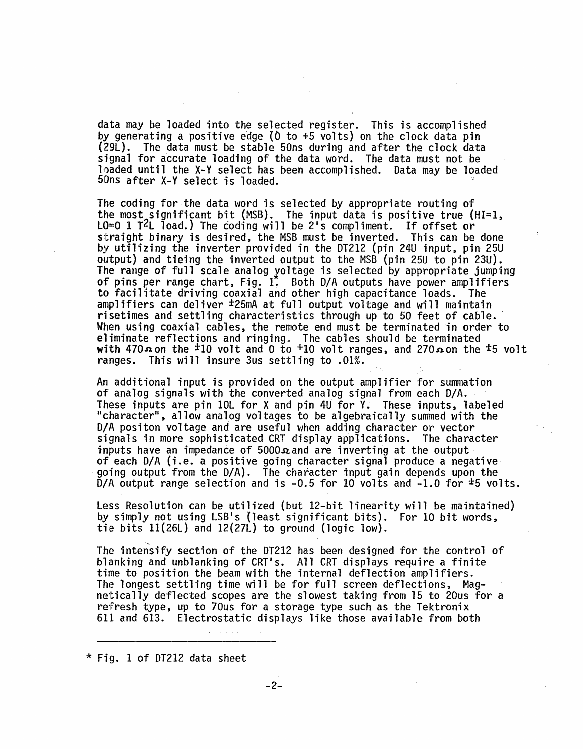data may be loaded into the selected register. This is accomplished by generating a positive edge (0 to +5 volts) on the clock data pin (29L). The data must be stable 50ns during and after the clock data signal for accurate loading of the data word. The data must not be loaded until the X-Y select has been accomplished. Data may be loaded 50ns after X-Y select is loaded.

The coding for the data word is selected by appropriate routing of the most significant bit (MSB). The input data is positive true (HI=1, LO=0 1 $T^2L$ load.) The coding will be 2's compliment. If offset or straight binary is desired, the MSB must be inverted. This can be done by utilizing the inverter provided in the DT212 (pin 24U input, pin 25U output) and tieing the inverted output to the MSB (pin 25U to pin 23U). The range of full scale analog voltage is selected by appropriate jumping of pins per range chart, Fig. 1.* Both D/A outputs have power amplifiers to facilitate driving coaxial and other high capacitance loads. The amplifiers can deliver ±25mA at full output voltage and will maintain risetimes and settling characteristics through up to 50 feet of cable. When using coaxial cables, the remote end must be terminated in order to eliminate reflections and ringing. The cables should be terminated with 470Ω on the ±10 volt and 0 to +10 volt ranges, and 270Ω on the ±5 volt ranges. This will insure 3us settling to .01%.

An additional input is provided on the output amplifier for summation of analog signals with the converted analog signal from each D/A. These inputs are pin 10L for X and pin 4U for Y. These inputs, labeled "character", allow analog voltages to be algebraically summed with the D/A positon voltage and are useful when adding character or vector signals in more sophisticated CRT display applications. The character inputs have an impedance of 5000Ω and are inverting at the output of each D/A (i.e. a positive going character signal produce a negative going output from the D/A). The character input gain depends upon the D/A output range selection and is -0.5 for 10 volts and -1.0 for ±5 volts.

Less Resolution can be utilized (but 12-bit linearity will be maintained) by simply not using LSB's (least significant bits). For 10 bit words, tie bits 11(26L) and 12(27L) to ground (logic low).

The intensify section of the DT212 has been designed for the control of blanking and unblanking of CRT's. All CRT displays require a finite time to position the beam with the internal deflection amplifiers. The longest settling time will be for full screen deflections, Magnetically deflected scopes are the slowest taking from 15 to 20us for a refresh type, up to 70us for a storage type such as the Tektronix 611 and 613. Electrostatic displays like those available from both

---

\* Fig. 1 of DT212 data sheet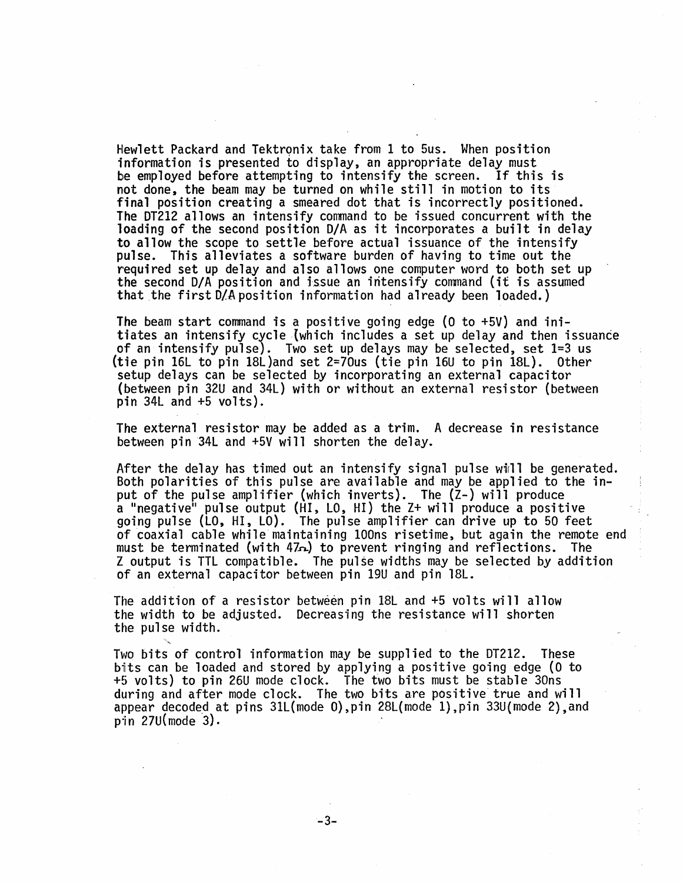Hewlett Packard and Tektronix take from 1 to 5us. When position information is presented to display, an appropriate delay must be employed before attempting to intensify the screen. If this is not done, the beam may be turned on while still in motion to its final position creating a smeared dot that is incorrectly positioned. The DT212 allows an intensify command to be issued concurrent with the loading of the second position D/A as it incorporates a built in delay to allow the scope to settle before actual issuance of the intensify pulse. This alleviates a software burden of having to time out the required set up delay and also allows one computer word to both set up the second D/A position and issue an intensify command (it is assumed that the first D/A position information had already been loaded.)

The beam start command is a positive going edge (0 to +5V) and initiates an intensify cycle (which includes a set up delay and then issuance of an intensify pulse). Two set up delays may be selected, set 1=3 us (tie pin 16L to pin 18L) and set 2=70us (tie pin 16U to pin 18L). Other setup delays can be selected by incorporating an external capacitor (between pin 32U and 34L) with or without an external resistor (between pin 34L and +5 volts).

The external resistor may be added as a trim. A decrease in resistance between pin 34L and +5V will shorten the delay.

After the delay has timed out an intensify signal pulse will be generated. Both polarities of this pulse are available and may be applied to the input of the pulse amplifier (which inverts). The (Z-) will produce a "negative" pulse output (HI, LO, HI) the Z+ will produce a positive going pulse (LO, HI, LO). The pulse amplifier can drive up to 50 feet of coaxial cable while maintaining 100ns risetime, but again the remote end must be terminated (with 47Ω) to prevent ringing and reflections. The Z output is TTL compatible. The pulse widths may be selected by addition of an external capacitor between pin 19U and pin 18L.

The addition of a resistor between pin 18L and +5 volts will allow the width to be adjusted. Decreasing the resistance will shorten the pulse width.

Two bits of control information may be supplied to the DT212. These bits can be loaded and stored by applying a positive going edge (0 to +5 volts) to pin 26U mode clock. The two bits must be stable 30ns during and after mode clock. The two bits are positive true and will appear decoded at pins 31L(mode 0), pin 28L(mode 1), pin 33U(mode 2), and pin 27U(mode 3).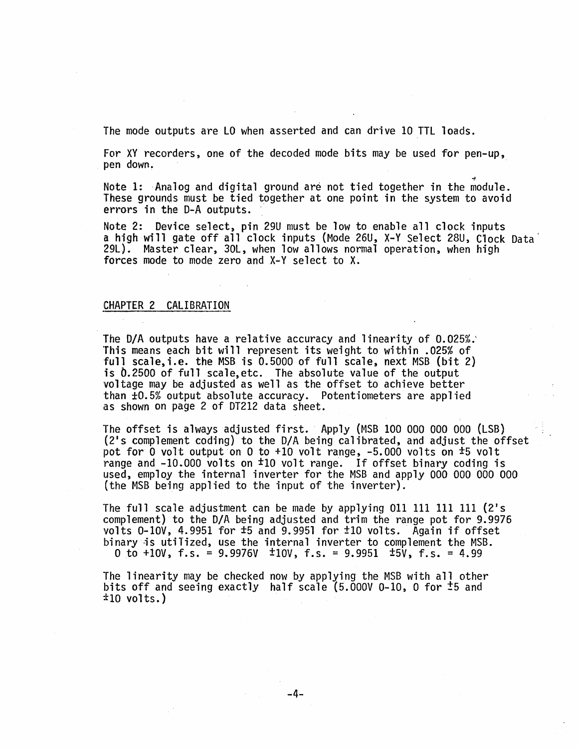The mode outputs are LO when asserted and can drive 10 TTL loads.

For XY recorders, one of the decoded mode bits may be used for pen-up, pen down.

Note 1: Analog and digital ground are not tied together in the module. These grounds must be tied together at one point in the system to avoid errors in the D-A outputs.

Note 2: Device select, pin 29U must be low to enable all clock inputs a high will gate off all clock inputs (Mode 26U, X-Y Select 28U, Clock Data 29L). Master clear, 30L, when low allows normal operation, when high forces mode to mode zero and X-Y select to X.

## CHAPTER 2 CALIBRATION

The D/A outputs have a relative accuracy and linearity of 0.025%. This means each bit will represent its weight to within .025% of full scale, i.e. the MSB is 0.5000 of full scale, next MSB (bit 2) is 0.2500 of full scale, etc. The absolute value of the output voltage may be adjusted as well as the offset to achieve better than ±0.5% output absolute accuracy. Potentiometers are applied as shown on page 2 of DT212 data sheet.

The offset is always adjusted first. Apply (MSB 100 000 000 000 (LSB) (2's complement coding) to the D/A being calibrated, and adjust the offset pot for 0 volt output on 0 to +10 volt range, -5.000 volts on ±5 volt range and -10.000 volts on ±10 volt range. If offset binary coding is used, employ the internal inverter for the MSB and apply 000 000 000 000 (the MSB being applied to the input of the inverter).

The full scale adjustment can be made by applying 011 111 111 111 (2's complement) to the D/A being adjusted and trim the range pot for 9.9976 volts 0-10V, 4.9951 for ±5 and 9.9951 for ±10 volts. Again if offset binary is utilized, use the internal inverter to complement the MSB.
0 to +10V, f.s. = 9.9976V ±10V, f.s. = 9.9951 ±5V, f.s. = 4.99

The linearity may be checked now by applying the MSB with all other bits off and seeing exactly half scale (5.000V 0-10, 0 for ±5 and ±10 volts.)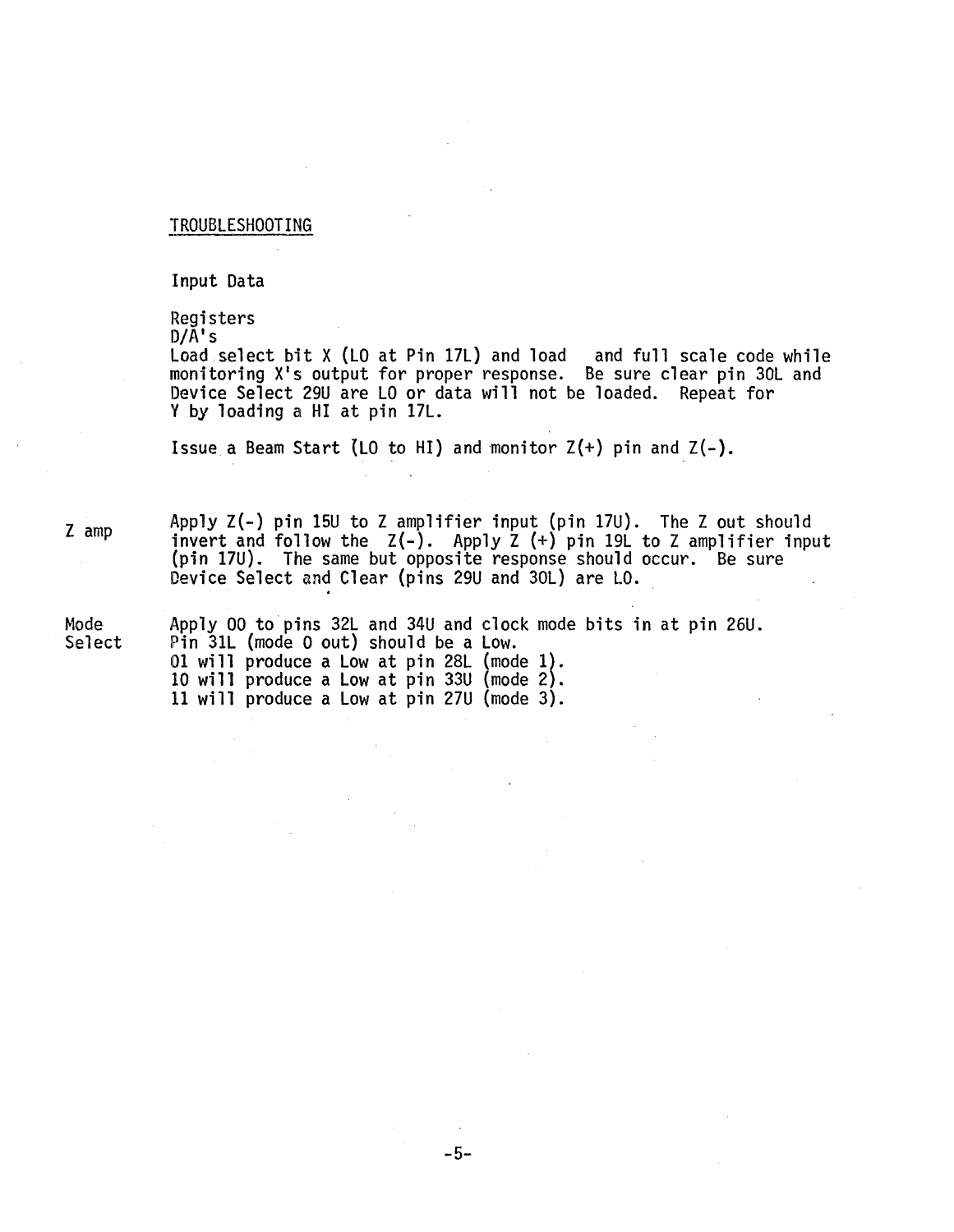## TROUBLESHOOTING

Input Data

Registers
D/A's
Load select bit X (LO at Pin 17L) and load   and full scale code while monitoring X's output for proper response. Be sure clear pin 30L and Device Select 29U are LO or data will not be loaded. Repeat for Y by loading a HI at pin 17L.

Issue a Beam Start (LO to HI) and monitor Z(+) pin and Z(-).

Z amp

Apply Z(-) pin 15U to Z amplifier input (pin 17U). The Z out should invert and follow the Z(-). Apply Z (+) pin 19L to Z amplifier input (pin 17U). The same but opposite response should occur. Be sure Device Select and Clear (pins 29U and 30L) are LO.

Mode Select

Apply 00 to pins 32L and 34U and clock mode bits in at pin 26U.
Pin 31L (mode 0 out) should be a Low.
01 will produce a Low at pin 28L (mode 1).
10 will produce a Low at pin 33U (mode 2).
11 will produce a Low at pin 27U (mode 3).